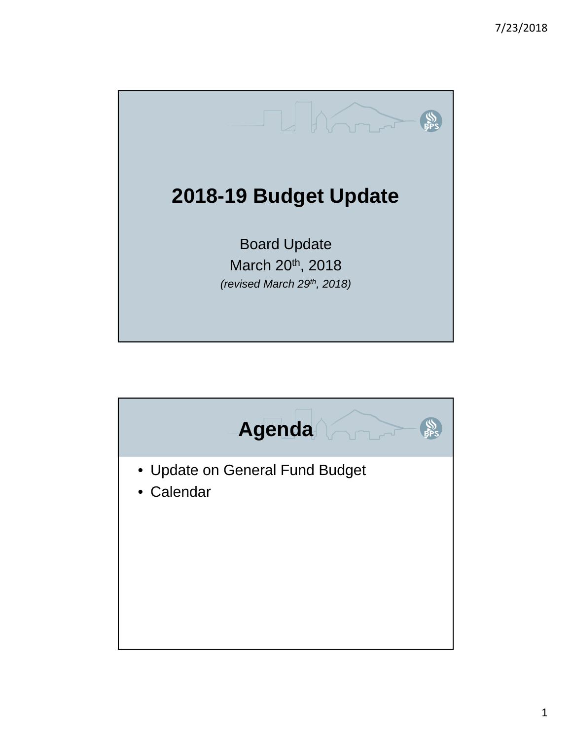# 2018-19 Budget Update

Board Update

March 20th, 2018

*(revised March 29th, 2018)*

## Agenda

- Update on General Fund Budget
- Calendar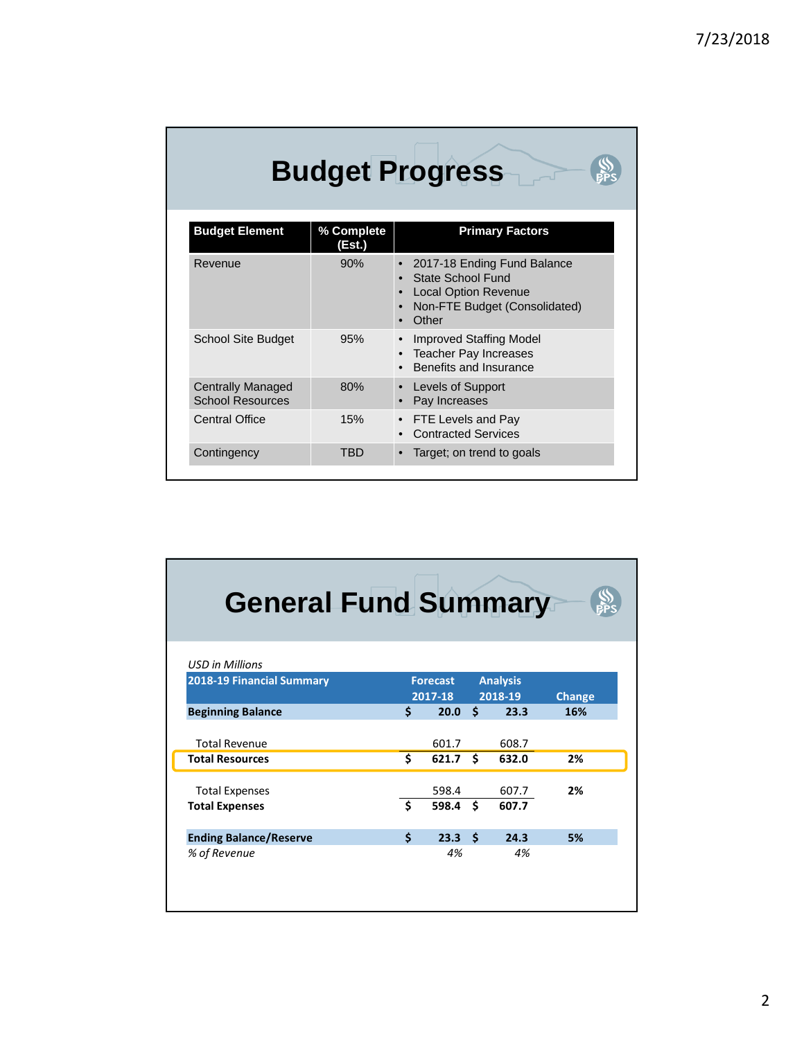# Budget Progress

| Budget Element | % Complete (Est.) | Primary Factors |
| --- | --- | --- |
| Revenue | 90% | • 2017-18 Ending Fund Balance<br>• State School Fund<br>• Local Option Revenue<br>• Non-FTE Budget (Consolidated)<br>• Other |
| School Site Budget | 95% | • Improved Staffing Model<br>• Teacher Pay Increases<br>• Benefits and Insurance |
| Centrally Managed School Resources | 80% | • Levels of Support<br>• Pay Increases |
| Central Office | 15% | • FTE Levels and Pay<br>• Contracted Services |
| Contingency | TBD | • Target; on trend to goals |

# General Fund Summary

*USD in Millions*

| 2018-19 Financial Summary | Forecast 2017-18 | Analysis 2018-19 | Change |
| --- | --- | --- | --- |
| **Beginning Balance** | **$ 20.0** | **$ 23.3** | **16%** |
| Total Revenue | 601.7 | 608.7 | |
| **Total Resources** | **$ 621.7** | **$ 632.0** | **2%** |
| Total Expenses | 598.4 | 607.7 | **2%** |
| **Total Expenses** | **$ 598.4** | **$ 607.7** | |
| **Ending Balance/Reserve** | **$ 23.3** | **$ 24.3** | **5%** |
| *% of Revenue* | *4%* | *4%* | |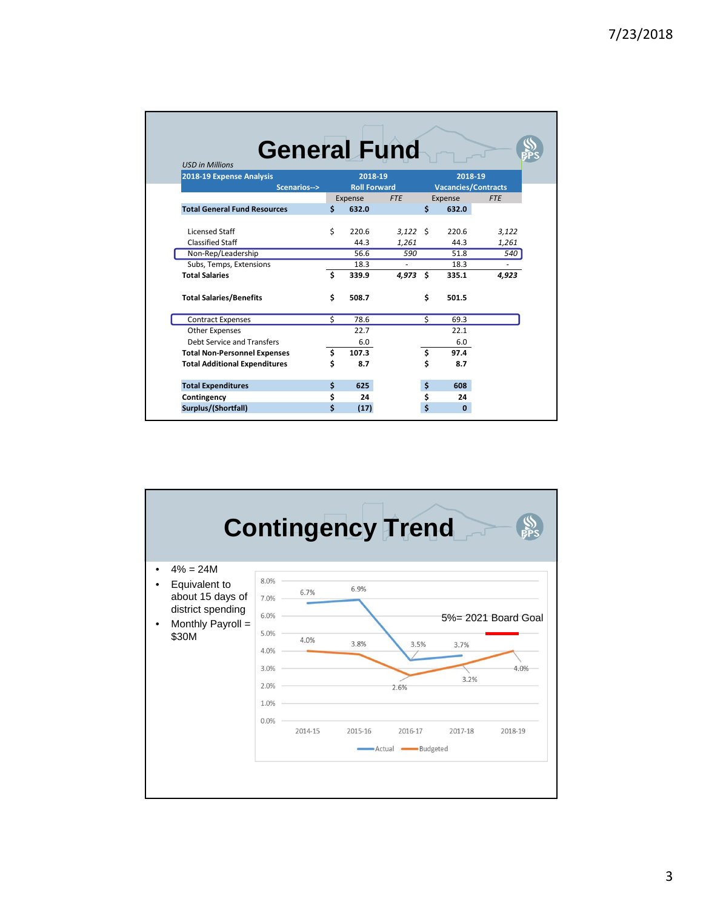# General Fund

*USD in Millions*

| 2018-19 Expense Analysis | | 2018-19 | | 2018-19 | |
|---|---|---|---|---|---|
| Scenarios--> | | Roll Forward | | Vacancies/Contracts | |
| | Expense | *FTE* | Expense | *FTE* | |
| **Total General Fund Resources** | **$ 632.0** | | **$ 632.0** | | |
| | | | | | |
| Licensed Staff | $ 220.6 | *3,122* | $ 220.6 | *3,122* | |
| Classified Staff | 44.3 | *1,261* | 44.3 | *1,261* | |
| Non-Rep/Leadership | 56.6 | *590* | 51.8 | *540* | |
| Subs, Temps, Extensions | 18.3 | - | 18.3 | - | |
| **Total Salaries** | **$ 339.9** | ***4,973*** | **$ 335.1** | ***4,923*** | |
| | | | | | |
| **Total Salaries/Benefits** | **$ 508.7** | | **$ 501.5** | | |
| | | | | | |
| Contract Expenses | $ 78.6 | | $ 69.3 | | |
| Other Expenses | 22.7 | | 22.1 | | |
| Debt Service and Transfers | 6.0 | | 6.0 | | |
| **Total Non-Personnel Expenses** | **$ 107.3** | | **$ 97.4** | | |
| **Total Additional Expenditures** | **$ 8.7** | | **$ 8.7** | | |
| | | | | | |
| **Total Expenditures** | **$ 625** | | **$ 608** | | |
| **Contingency** | **$ 24** | | **$ 24** | | |
| **Surplus/(Shortfall)** | **$ (17)** | | **$ 0** | | |

# Contingency Trend

- 4% = 24M
- Equivalent to about 15 days of district spending
- Monthly Payroll = $30M

| Year | Actual | Budgeted |
|---|---|---|
| 2014-15 | 6.7% | 4.0% |
| 2015-16 | 6.9% | 3.8% |
| 2016-17 | 3.5% | 2.6% |
| 2017-18 | 3.7% | 3.2% |
| 2018-19 | | 4.0% |

5%= 2021 Board Goal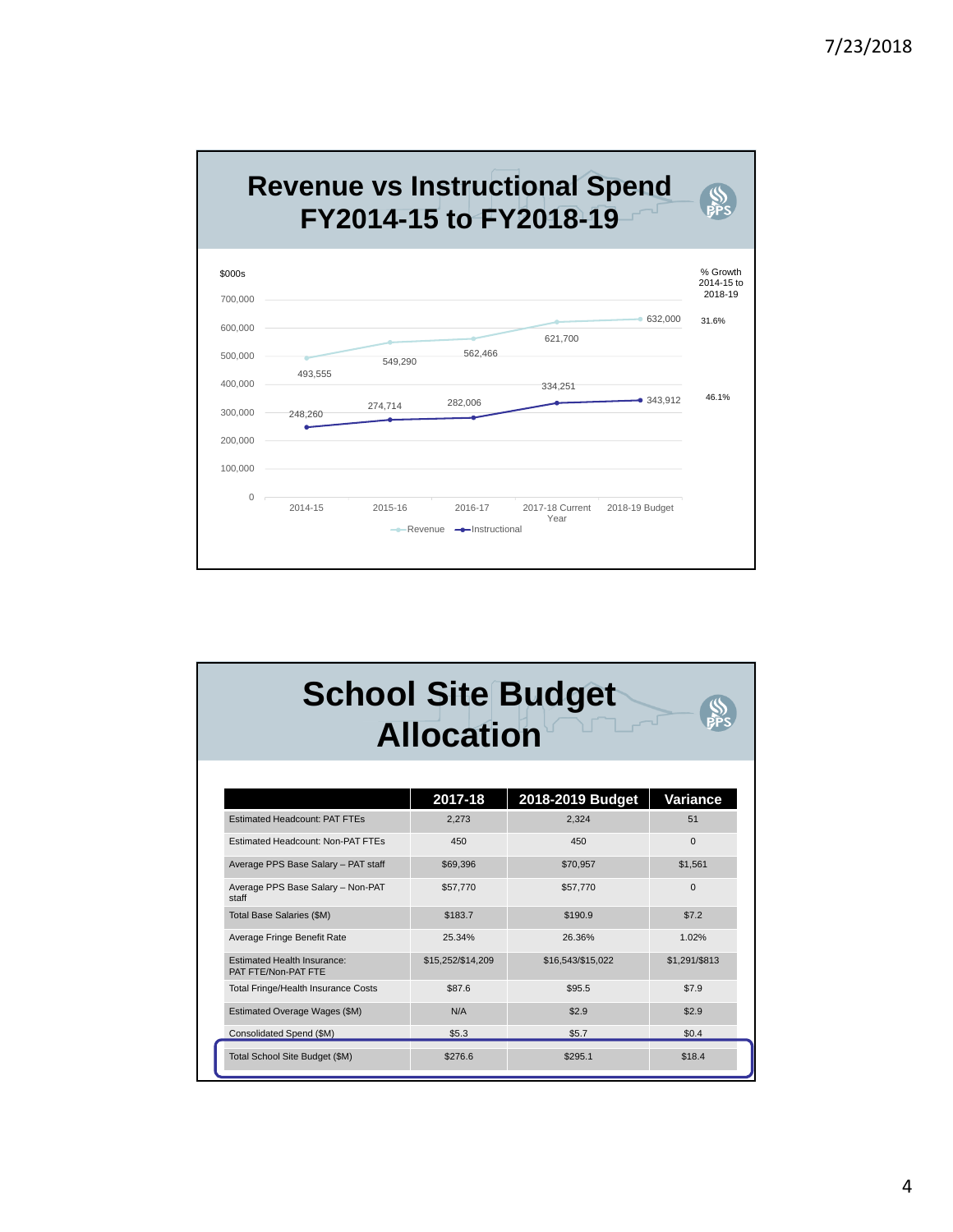# Revenue vs Instructional Spend FY2014-15 to FY2018-19

$000s

| | 2014-15 | 2015-16 | 2016-17 | 2017-18 Current Year | 2018-19 Budget | % Growth 2014-15 to 2018-19 |
|---|---|---|---|---|---|---|
| Revenue | 493,555 | 549,290 | 562,466 | 621,700 | 632,000 | 31.6% |
| Instructional | 248,260 | 274,714 | 282,006 | 334,251 | 343,912 | 46.1% |

# School Site Budget Allocation

| | 2017-18 | 2018-2019 Budget | Variance |
|---|---|---|---|
| Estimated Headcount: PAT FTEs | 2,273 | 2,324 | 51 |
| Estimated Headcount: Non-PAT FTEs | 450 | 450 | 0 |
| Average PPS Base Salary – PAT staff | $69,396 | $70,957 | $1,561 |
| Average PPS Base Salary – Non-PAT staff | $57,770 | $57,770 | 0 |
| Total Base Salaries ($M) | $183.7 | $190.9 | $7.2 |
| Average Fringe Benefit Rate | 25.34% | 26.36% | 1.02% |
| Estimated Health Insurance: PAT FTE/Non-PAT FTE | $15,252/$14,209 | $16,543/$15,022 | $1,291/$813 |
| Total Fringe/Health Insurance Costs | $87.6 | $95.5 | $7.9 |
| Estimated Overage Wages ($M) | N/A | $2.9 | $2.9 |
| Consolidated Spend ($M) | $5.3 | $5.7 | $0.4 |
| Total School Site Budget ($M) | $276.6 | $295.1 | $18.4 |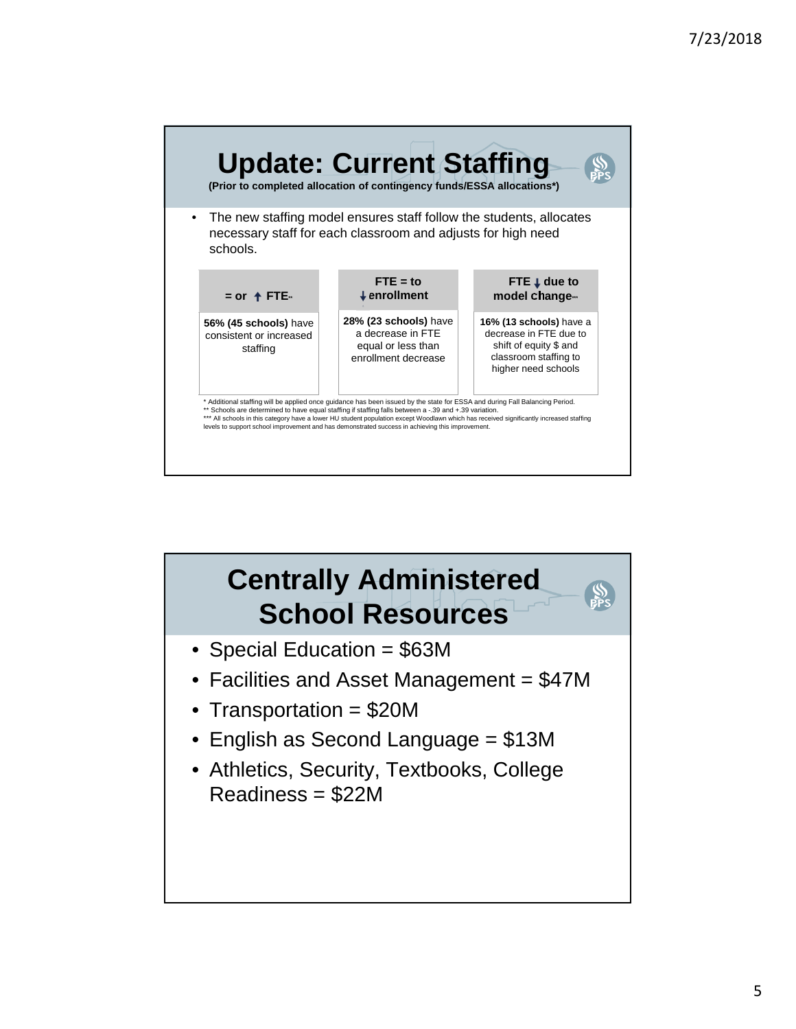## Update: Current Staffing

**(Prior to completed allocation of contingency funds/ESSA allocations*)**

- The new staffing model ensures staff follow the students, allocates necessary staff for each classroom and adjusts for high need schools.

| = or ↑ FTE** | FTE = to ↓ enrollment | FTE ↓ due to model change*** |
|---|---|---|
| **56% (45 schools)** have consistent or increased staffing | **28% (23 schools)** have a decrease in FTE equal or less than enrollment decrease | **16% (13 schools)** have a decrease in FTE due to shift of equity $ and classroom staffing to higher need schools |

* Additional staffing will be applied once guidance has been issued by the state for ESSA and during Fall Balancing Period.
** Schools are determined to have equal staffing if staffing falls between a -.39 and +.39 variation.
*** All schools in this category have a lower HU student population except Woodlawn which has received significantly increased staffing levels to support school improvement and has demonstrated success in achieving this improvement.

## Centrally Administered School Resources

- Special Education = $63M
- Facilities and Asset Management = $47M
- Transportation = $20M
- English as Second Language = $13M
- Athletics, Security, Textbooks, College Readiness = $22M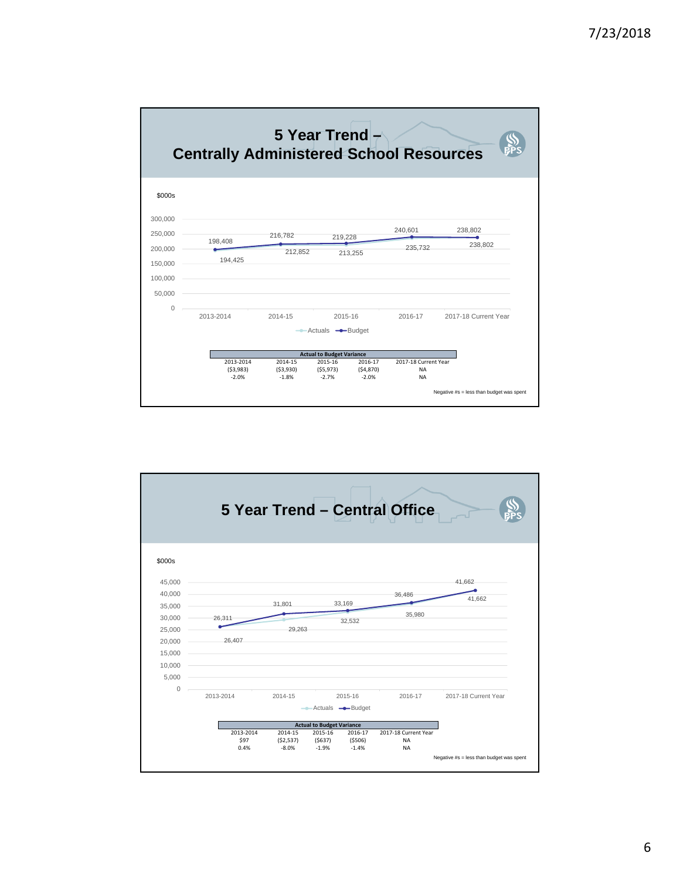# 5 Year Trend – Centrally Administered School Resources

$000s

| | 2013-2014 | 2014-15 | 2015-16 | 2016-17 | 2017-18 Current Year |
|---|---|---|---|---|---|
| Actuals | 194,425 | 212,852 | 213,255 | 235,732 | 238,802 |
| Budget | 198,408 | 216,782 | 219,228 | 240,601 | 238,802 |

| Actual to Budget Variance | | | | |
|---|---|---|---|---|
| 2013-2014 | 2014-15 | 2015-16 | 2016-17 | 2017-18 Current Year |
| ($3,983) | ($3,930) | ($5,973) | ($4,870) | NA |
| -2.0% | -1.8% | -2.7% | -2.0% | NA |

Negative #s = less than budget was spent

# 5 Year Trend – Central Office

$000s

| | 2013-2014 | 2014-15 | 2015-16 | 2016-17 | 2017-18 Current Year |
|---|---|---|---|---|---|
| Actuals | 26,407 | 29,263 | 32,532 | 35,980 | 41,662 |
| Budget | 26,311 | 31,801 | 33,169 | 36,486 | 41,662 |

| Actual to Budget Variance | | | | |
|---|---|---|---|---|
| 2013-2014 | 2014-15 | 2015-16 | 2016-17 | 2017-18 Current Year |
| $97 | ($2,537) | ($637) | ($506) | NA |
| 0.4% | -8.0% | -1.9% | -1.4% | NA |

Negative #s = less than budget was spent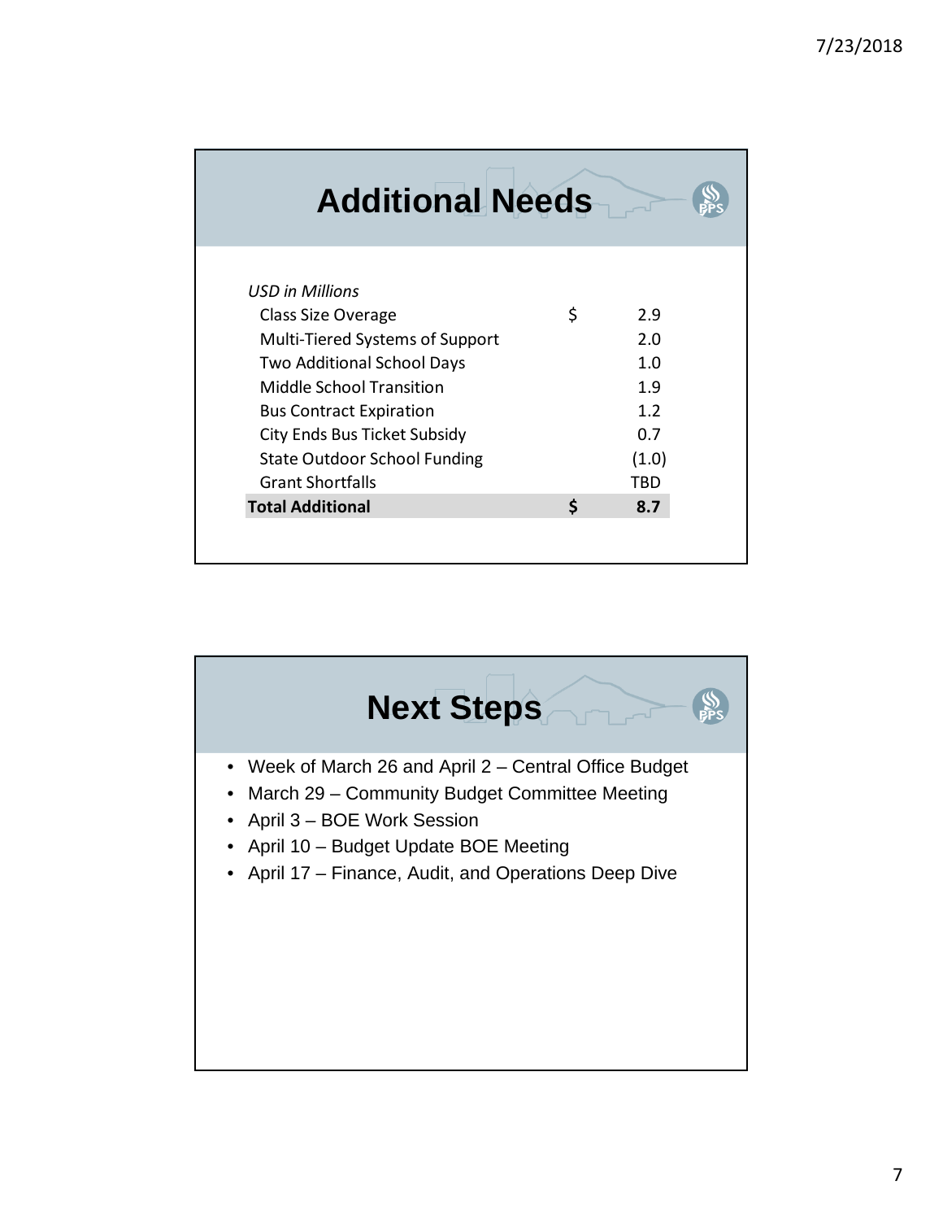## Additional Needs

| *USD in Millions* | | |
|---|---|---|
| Class Size Overage | $ | 2.9 |
| Multi-Tiered Systems of Support | | 2.0 |
| Two Additional School Days | | 1.0 |
| Middle School Transition | | 1.9 |
| Bus Contract Expiration | | 1.2 |
| City Ends Bus Ticket Subsidy | | 0.7 |
| State Outdoor School Funding | | (1.0) |
| Grant Shortfalls | | TBD |
| **Total Additional** | **$** | **8.7** |

## Next Steps

- Week of March 26 and April 2 – Central Office Budget
- March 29 – Community Budget Committee Meeting
- April 3 – BOE Work Session
- April 10 – Budget Update BOE Meeting
- April 17 – Finance, Audit, and Operations Deep Dive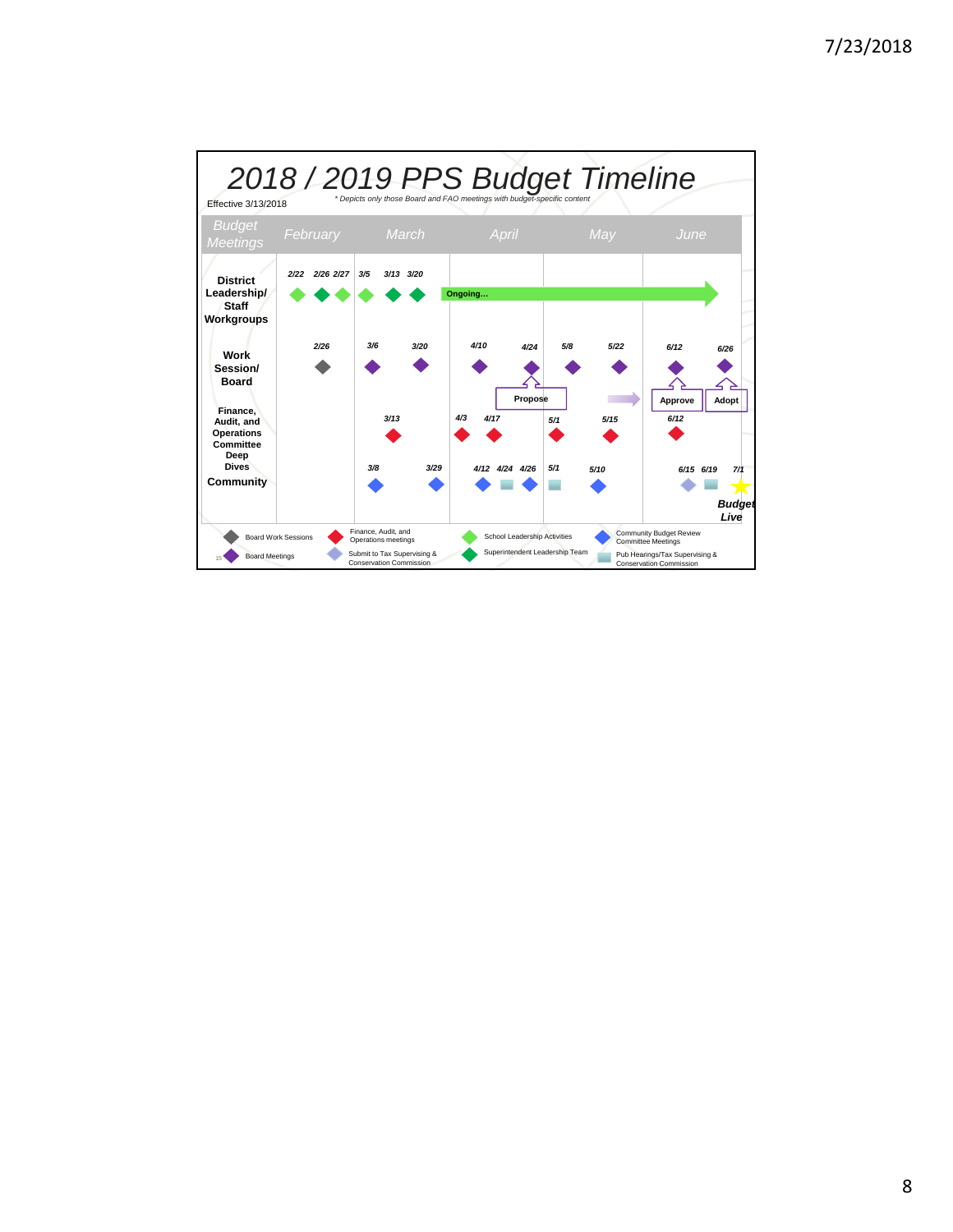# 2018 / 2019 PPS Budget Timeline

Effective 3/13/2018

*\* Depicts only those Board and FAO meetings with budget-specific content*

| Budget Meetings | February | March | April | May | June |
|---|---|---|---|---|---|
| **District Leadership/ Staff Workgroups** | 2/22, 2/26, 2/27 | 3/5, 3/13, 3/20 | Ongoing… | | |
| **Work Session/ Board** | 2/26 | 3/6, 3/20 | 4/10, 4/24 (Propose) | 5/8, 5/22 | 6/12 (Approve), 6/26 (Adopt) |
| **Finance, Audit, and Operations Committee Deep Dives** | | 3/13 | 4/3, 4/17 | 5/1, 5/15 | 6/12 |
| **Community** | | 3/8, 3/29 | 4/12, 4/24, 4/26 | 5/1, 5/10 | 6/15, 6/19, 7/1 (Budget Live) |

Legend:
- Board Work Sessions
- Board Meetings
- Finance, Audit, and Operations meetings
- Submit to Tax Supervising & Conservation Commission
- School Leadership Activities
- Superintendent Leadership Team
- Community Budget Review Committee Meetings
- Pub Hearings/Tax Supervising & Conservation Commission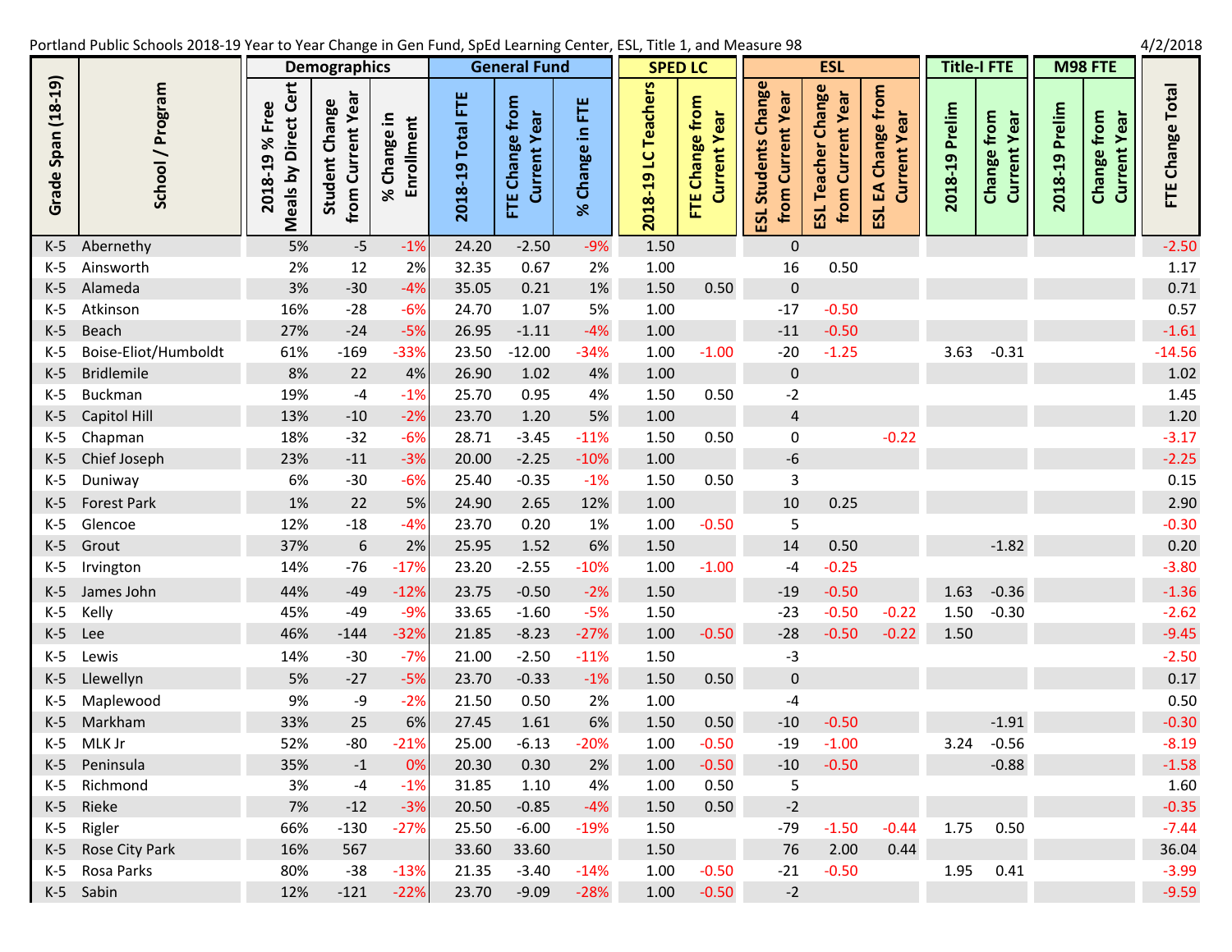Portland Public Schools 2018-19 Year to Year Change in Gen Fund, SpEd Learning Center, ESL, Title 1, and Measure 98

4/2/2018

| Grade Span (18-19) | School / Program | Demographics | | | General Fund | | | SPED LC | | ESL | | | Title-I FTE | | M98 FTE | | FTE Change Total |
|---|---|---|---|---|---|---|---|---|---|---|---|---|---|---|---|---|---|
| | | 2018-19 % Free Meals by Direct Cert | Student Change from Current Year | % Change in Enrollment | 2018-19 Total FTE | FTE Change from Current Year | % Change in FTE | 2018-19 LC Teachers | FTE Change from Current Year | ESL Students Change from Current Year | ESL Teacher Change from Current Year | ESL EA Change from Current Year | 2018-19 Prelim | Change from Current Year | 2018-19 Prelim | Change from Current Year | |
| K-5 | Abernethy | 5% | -5 | -1% | 24.20 | -2.50 | -9% | 1.50 | | 0 | | | | | | | -2.50 |
| K-5 | Ainsworth | 2% | 12 | 2% | 32.35 | 0.67 | 2% | 1.00 | | 16 | 0.50 | | | | | | 1.17 |
| K-5 | Alameda | 3% | -30 | -4% | 35.05 | 0.21 | 1% | 1.50 | 0.50 | 0 | | | | | | | 0.71 |
| K-5 | Atkinson | 16% | -28 | -6% | 24.70 | 1.07 | 5% | 1.00 | | -17 | -0.50 | | | | | | 0.57 |
| K-5 | Beach | 27% | -24 | -5% | 26.95 | -1.11 | -4% | 1.00 | | -11 | -0.50 | | | | | | -1.61 |
| K-5 | Boise-Eliot/Humboldt | 61% | -169 | -33% | 23.50 | -12.00 | -34% | 1.00 | -1.00 | -20 | -1.25 | | 3.63 | -0.31 | | | -14.56 |
| K-5 | Bridlemile | 8% | 22 | 4% | 26.90 | 1.02 | 4% | 1.00 | | 0 | | | | | | | 1.02 |
| K-5 | Buckman | 19% | -4 | -1% | 25.70 | 0.95 | 4% | 1.50 | 0.50 | -2 | | | | | | | 1.45 |
| K-5 | Capitol Hill | 13% | -10 | -2% | 23.70 | 1.20 | 5% | 1.00 | | 4 | | | | | | | 1.20 |
| K-5 | Chapman | 18% | -32 | -6% | 28.71 | -3.45 | -11% | 1.50 | 0.50 | 0 | | -0.22 | | | | | -3.17 |
| K-5 | Chief Joseph | 23% | -11 | -3% | 20.00 | -2.25 | -10% | 1.00 | | -6 | | | | | | | -2.25 |
| K-5 | Duniway | 6% | -30 | -6% | 25.40 | -0.35 | -1% | 1.50 | 0.50 | 3 | | | | | | | 0.15 |
| K-5 | Forest Park | 1% | 22 | 5% | 24.90 | 2.65 | 12% | 1.00 | | 10 | 0.25 | | | | | | 2.90 |
| K-5 | Glencoe | 12% | -18 | -4% | 23.70 | 0.20 | 1% | 1.00 | -0.50 | 5 | | | | | | | -0.30 |
| K-5 | Grout | 37% | 6 | 2% | 25.95 | 1.52 | 6% | 1.50 | | 14 | 0.50 | | | -1.82 | | | 0.20 |
| K-5 | Irvington | 14% | -76 | -17% | 23.20 | -2.55 | -10% | 1.00 | -1.00 | -4 | -0.25 | | | | | | -3.80 |
| K-5 | James John | 44% | -49 | -12% | 23.75 | -0.50 | -2% | 1.50 | | -19 | -0.50 | | 1.63 | -0.36 | | | -1.36 |
| K-5 | Kelly | 45% | -49 | -9% | 33.65 | -1.60 | -5% | 1.50 | | -23 | -0.50 | -0.22 | 1.50 | -0.30 | | | -2.62 |
| K-5 | Lee | 46% | -144 | -32% | 21.85 | -8.23 | -27% | 1.00 | -0.50 | -28 | -0.50 | -0.22 | 1.50 | | | | -9.45 |
| K-5 | Lewis | 14% | -30 | -7% | 21.00 | -2.50 | -11% | 1.50 | | -3 | | | | | | | -2.50 |
| K-5 | Llewellyn | 5% | -27 | -5% | 23.70 | -0.33 | -1% | 1.50 | 0.50 | 0 | | | | | | | 0.17 |
| K-5 | Maplewood | 9% | -9 | -2% | 21.50 | 0.50 | 2% | 1.00 | | -4 | | | | | | | 0.50 |
| K-5 | Markham | 33% | 25 | 6% | 27.45 | 1.61 | 6% | 1.50 | 0.50 | -10 | -0.50 | | | -1.91 | | | -0.30 |
| K-5 | MLK Jr | 52% | -80 | -21% | 25.00 | -6.13 | -20% | 1.00 | -0.50 | -19 | -1.00 | | 3.24 | -0.56 | | | -8.19 |
| K-5 | Peninsula | 35% | -1 | 0% | 20.30 | 0.30 | 2% | 1.00 | -0.50 | -10 | -0.50 | | | -0.88 | | | -1.58 |
| K-5 | Richmond | 3% | -4 | -1% | 31.85 | 1.10 | 4% | 1.00 | 0.50 | 5 | | | | | | | 1.60 |
| K-5 | Rieke | 7% | -12 | -3% | 20.50 | -0.85 | -4% | 1.50 | 0.50 | -2 | | | | | | | -0.35 |
| K-5 | Rigler | 66% | -130 | -27% | 25.50 | -6.00 | -19% | 1.50 | | -79 | -1.50 | -0.44 | 1.75 | 0.50 | | | -7.44 |
| K-5 | Rose City Park | 16% | 567 | | 33.60 | 33.60 | | 1.50 | | 76 | 2.00 | 0.44 | | | | | 36.04 |
| K-5 | Rosa Parks | 80% | -38 | -13% | 21.35 | -3.40 | -14% | 1.00 | -0.50 | -21 | -0.50 | | 1.95 | 0.41 | | | -3.99 |
| K-5 | Sabin | 12% | -121 | -22% | 23.70 | -9.09 | -28% | 1.00 | -0.50 | -2 | | | | | | | -9.59 |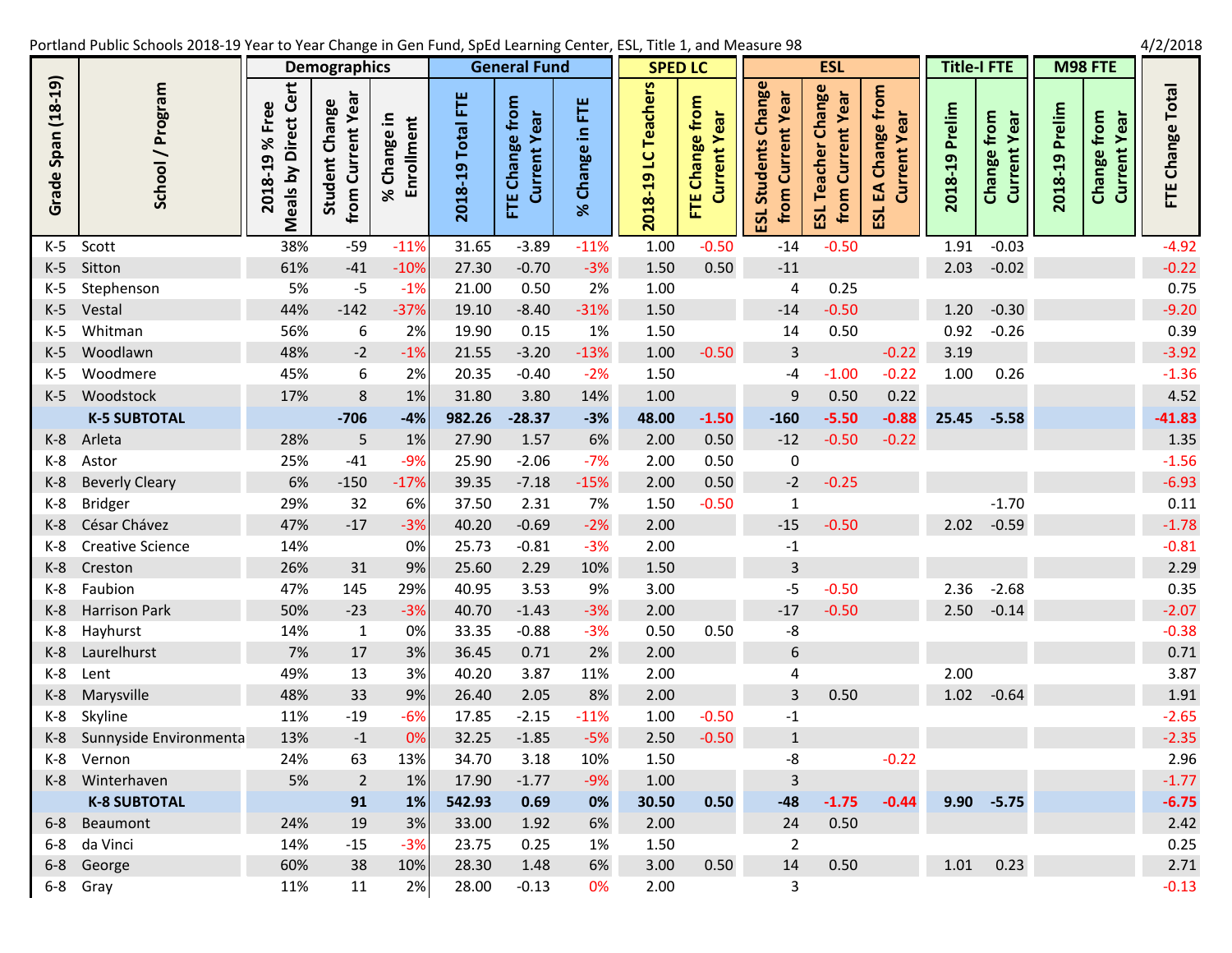Portland Public Schools 2018-19 Year to Year Change in Gen Fund, SpEd Learning Center, ESL, Title 1, and Measure 98

4/2/2018

| Grade Span (18-19) | School / Program | Demographics | | | General Fund | | | SPED LC | | ESL | | | Title-I FTE | | M98 FTE | | FTE Change Total |
|---|---|---|---|---|---|---|---|---|---|---|---|---|---|---|---|---|---|
| | | 2018-19 % Free Meals by Direct Cert | Student Change from Current Year | % Change in Enrollment | 2018-19 Total FTE | FTE Change from Current Year | % Change in FTE | 2018-19 LC Teachers | FTE Change from Current Year | ESL Students Change from Current Year | ESL Teacher Change from Current Year | ESL EA Change from Current Year | 2018-19 Prelim | Change from Current Year | 2018-19 Prelim | Change from Current Year | |
| K-5 | Scott | 38% | -59 | -11% | 31.65 | -3.89 | -11% | 1.00 | -0.50 | -14 | -0.50 | | 1.91 | -0.03 | | | -4.92 |
| K-5 | Sitton | 61% | -41 | -10% | 27.30 | -0.70 | -3% | 1.50 | 0.50 | -11 | | | 2.03 | -0.02 | | | -0.22 |
| K-5 | Stephenson | 5% | -5 | -1% | 21.00 | 0.50 | 2% | 1.00 | | 4 | 0.25 | | | | | | 0.75 |
| K-5 | Vestal | 44% | -142 | -37% | 19.10 | -8.40 | -31% | 1.50 | | -14 | -0.50 | | 1.20 | -0.30 | | | -9.20 |
| K-5 | Whitman | 56% | 6 | 2% | 19.90 | 0.15 | 1% | 1.50 | | 14 | 0.50 | | 0.92 | -0.26 | | | 0.39 |
| K-5 | Woodlawn | 48% | -2 | -1% | 21.55 | -3.20 | -13% | 1.00 | -0.50 | 3 | | -0.22 | 3.19 | | | | -3.92 |
| K-5 | Woodmere | 45% | 6 | 2% | 20.35 | -0.40 | -2% | 1.50 | | -4 | -1.00 | -0.22 | 1.00 | 0.26 | | | -1.36 |
| K-5 | Woodstock | 17% | 8 | 1% | 31.80 | 3.80 | 14% | 1.00 | | 9 | 0.50 | 0.22 | | | | | 4.52 |
| | **K-5 SUBTOTAL** | | **-706** | **-4%** | **982.26** | **-28.37** | **-3%** | **48.00** | **-1.50** | **-160** | **-5.50** | **-0.88** | **25.45** | **-5.58** | | | **-41.83** |
| K-8 | Arleta | 28% | 5 | 1% | 27.90 | 1.57 | 6% | 2.00 | 0.50 | -12 | -0.50 | -0.22 | | | | | 1.35 |
| K-8 | Astor | 25% | -41 | -9% | 25.90 | -2.06 | -7% | 2.00 | 0.50 | 0 | | | | | | | -1.56 |
| K-8 | Beverly Cleary | 6% | -150 | -17% | 39.35 | -7.18 | -15% | 2.00 | 0.50 | -2 | -0.25 | | | | | | -6.93 |
| K-8 | Bridger | 29% | 32 | 6% | 37.50 | 2.31 | 7% | 1.50 | -0.50 | 1 | | | | -1.70 | | | 0.11 |
| K-8 | César Chávez | 47% | -17 | -3% | 40.20 | -0.69 | -2% | 2.00 | | -15 | -0.50 | | 2.02 | -0.59 | | | -1.78 |
| K-8 | Creative Science | 14% | | 0% | 25.73 | -0.81 | -3% | 2.00 | | -1 | | | | | | | -0.81 |
| K-8 | Creston | 26% | 31 | 9% | 25.60 | 2.29 | 10% | 1.50 | | 3 | | | | | | | 2.29 |
| K-8 | Faubion | 47% | 145 | 29% | 40.95 | 3.53 | 9% | 3.00 | | -5 | -0.50 | | 2.36 | -2.68 | | | 0.35 |
| K-8 | Harrison Park | 50% | -23 | -3% | 40.70 | -1.43 | -3% | 2.00 | | -17 | -0.50 | | 2.50 | -0.14 | | | -2.07 |
| K-8 | Hayhurst | 14% | 1 | 0% | 33.35 | -0.88 | -3% | 0.50 | 0.50 | -8 | | | | | | | -0.38 |
| K-8 | Laurelhurst | 7% | 17 | 3% | 36.45 | 0.71 | 2% | 2.00 | | 6 | | | | | | | 0.71 |
| K-8 | Lent | 49% | 13 | 3% | 40.20 | 3.87 | 11% | 2.00 | | 4 | | | 2.00 | | | | 3.87 |
| K-8 | Marysville | 48% | 33 | 9% | 26.40 | 2.05 | 8% | 2.00 | | 3 | 0.50 | | 1.02 | -0.64 | | | 1.91 |
| K-8 | Skyline | 11% | -19 | -6% | 17.85 | -2.15 | -11% | 1.00 | -0.50 | -1 | | | | | | | -2.65 |
| K-8 | Sunnyside Environmenta | 13% | -1 | 0% | 32.25 | -1.85 | -5% | 2.50 | -0.50 | 1 | | | | | | | -2.35 |
| K-8 | Vernon | 24% | 63 | 13% | 34.70 | 3.18 | 10% | 1.50 | | -8 | | -0.22 | | | | | 2.96 |
| K-8 | Winterhaven | 5% | 2 | 1% | 17.90 | -1.77 | -9% | 1.00 | | 3 | | | | | | | -1.77 |
| | **K-8 SUBTOTAL** | | **91** | **1%** | **542.93** | **0.69** | **0%** | **30.50** | **0.50** | **-48** | **-1.75** | **-0.44** | **9.90** | **-5.75** | | | **-6.75** |
| 6-8 | Beaumont | 24% | 19 | 3% | 33.00 | 1.92 | 6% | 2.00 | | 24 | 0.50 | | | | | | 2.42 |
| 6-8 | da Vinci | 14% | -15 | -3% | 23.75 | 0.25 | 1% | 1.50 | | 2 | | | | | | | 0.25 |
| 6-8 | George | 60% | 38 | 10% | 28.30 | 1.48 | 6% | 3.00 | 0.50 | 14 | 0.50 | | 1.01 | 0.23 | | | 2.71 |
| 6-8 | Gray | 11% | 11 | 2% | 28.00 | -0.13 | 0% | 2.00 | | 3 | | | | | | | -0.13 |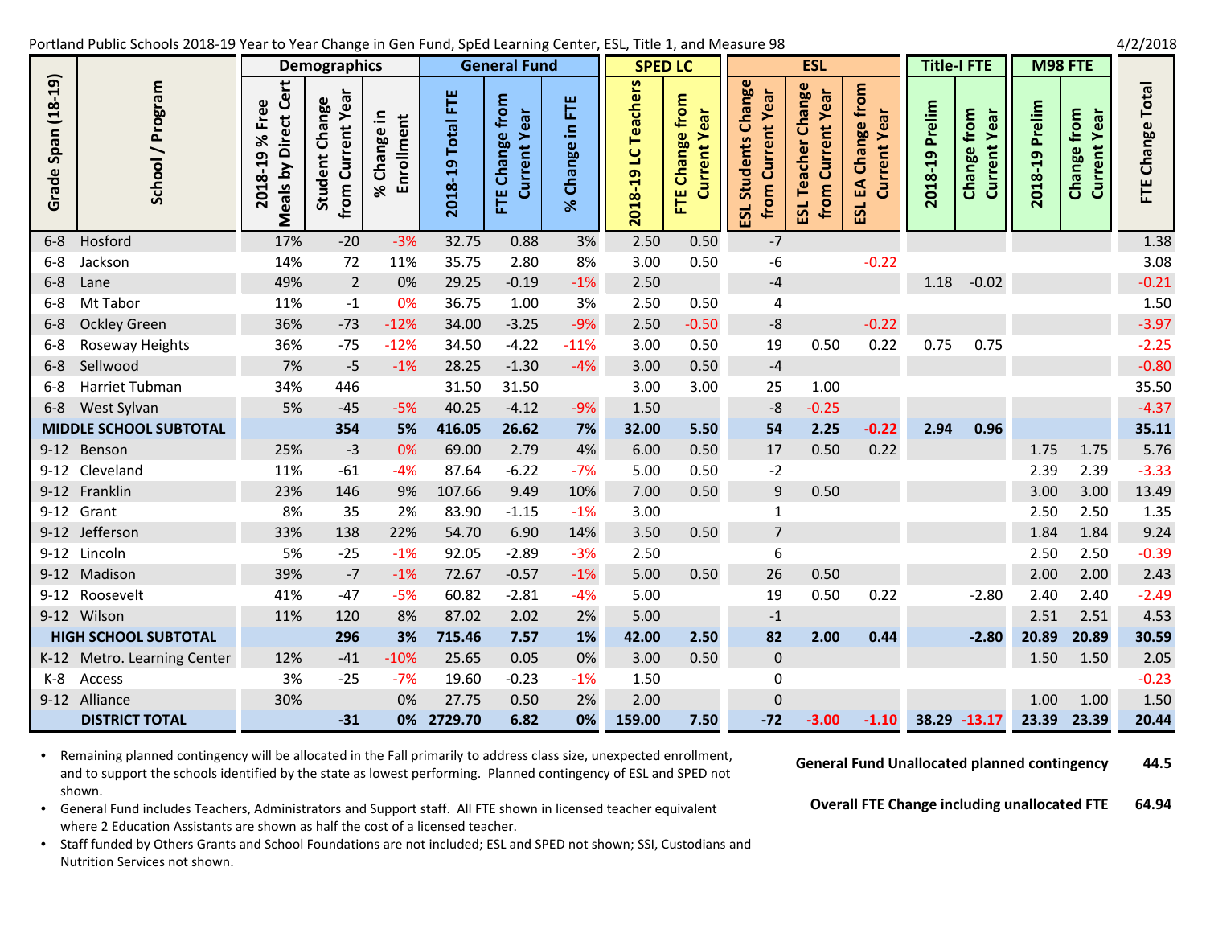Portland Public Schools 2018-19 Year to Year Change in Gen Fund, SpEd Learning Center, ESL, Title 1, and Measure 98 — 4/2/2018

| Grade Span (18-19) | School / Program | Demographics | | | General Fund | | | SPED LC | | ESL | | | Title-I FTE | | M98 FTE | | FTE Change Total |
|---|---|---|---|---|---|---|---|---|---|---|---|---|---|---|---|---|---|
| | | 2018-19 % Free Meals by Direct Cert | Student Change from Current Year | % Change in Enrollment | 2018-19 Total FTE | FTE Change from Current Year | % Change in FTE | 2018-19 LC Teachers | FTE Change from Current Year | ESL Students Change from Current Year | ESL Teacher Change from Current Year | ESL EA Change from Current Year | 2018-19 Prelim | Change from Current Year | 2018-19 Prelim | Change from Current Year | |
| 6-8 | Hosford | 17% | -20 | -3% | 32.75 | 0.88 | 3% | 2.50 | 0.50 | -7 | | | | | | | 1.38 |
| 6-8 | Jackson | 14% | 72 | 11% | 35.75 | 2.80 | 8% | 3.00 | 0.50 | -6 | | -0.22 | | | | | 3.08 |
| 6-8 | Lane | 49% | 2 | 0% | 29.25 | -0.19 | -1% | 2.50 | | -4 | | | 1.18 | -0.02 | | | -0.21 |
| 6-8 | Mt Tabor | 11% | -1 | 0% | 36.75 | 1.00 | 3% | 2.50 | 0.50 | 4 | | | | | | | 1.50 |
| 6-8 | Ockley Green | 36% | -73 | -12% | 34.00 | -3.25 | -9% | 2.50 | -0.50 | -8 | | -0.22 | | | | | -3.97 |
| 6-8 | Roseway Heights | 36% | -75 | -12% | 34.50 | -4.22 | -11% | 3.00 | 0.50 | 19 | 0.50 | 0.22 | 0.75 | 0.75 | | | -2.25 |
| 6-8 | Sellwood | 7% | -5 | -1% | 28.25 | -1.30 | -4% | 3.00 | 0.50 | -4 | | | | | | | -0.80 |
| 6-8 | Harriet Tubman | 34% | 446 | | 31.50 | 31.50 | | 3.00 | 3.00 | 25 | 1.00 | | | | | | 35.50 |
| 6-8 | West Sylvan | 5% | -45 | -5% | 40.25 | -4.12 | -9% | 1.50 | | -8 | -0.25 | | | | | | -4.37 |
| **MIDDLE SCHOOL SUBTOTAL** | | | **354** | **5%** | **416.05** | **26.62** | **7%** | **32.00** | **5.50** | **54** | **2.25** | **-0.22** | **2.94** | **0.96** | | | **35.11** |
| 9-12 | Benson | 25% | -3 | 0% | 69.00 | 2.79 | 4% | 6.00 | 0.50 | 17 | 0.50 | 0.22 | | | 1.75 | 1.75 | 5.76 |
| 9-12 | Cleveland | 11% | -61 | -4% | 87.64 | -6.22 | -7% | 5.00 | 0.50 | -2 | | | | | 2.39 | 2.39 | -3.33 |
| 9-12 | Franklin | 23% | 146 | 9% | 107.66 | 9.49 | 10% | 7.00 | 0.50 | 9 | 0.50 | | | | 3.00 | 3.00 | 13.49 |
| 9-12 | Grant | 8% | 35 | 2% | 83.90 | -1.15 | -1% | 3.00 | | 1 | | | | | 2.50 | 2.50 | 1.35 |
| 9-12 | Jefferson | 33% | 138 | 22% | 54.70 | 6.90 | 14% | 3.50 | 0.50 | 7 | | | | | 1.84 | 1.84 | 9.24 |
| 9-12 | Lincoln | 5% | -25 | -1% | 92.05 | -2.89 | -3% | 2.50 | | 6 | | | | | 2.50 | 2.50 | -0.39 |
| 9-12 | Madison | 39% | -7 | -1% | 72.67 | -0.57 | -1% | 5.00 | 0.50 | 26 | 0.50 | | | | 2.00 | 2.00 | 2.43 |
| 9-12 | Roosevelt | 41% | -47 | -5% | 60.82 | -2.81 | -4% | 5.00 | | 19 | 0.50 | 0.22 | | -2.80 | 2.40 | 2.40 | -2.49 |
| 9-12 | Wilson | 11% | 120 | 8% | 87.02 | 2.02 | 2% | 5.00 | | -1 | | | | | 2.51 | 2.51 | 4.53 |
| **HIGH SCHOOL SUBTOTAL** | | | **296** | **3%** | **715.46** | **7.57** | **1%** | **42.00** | **2.50** | **82** | **2.00** | **0.44** | | **-2.80** | **20.89** | **20.89** | **30.59** |
| K-12 | Metro. Learning Center | 12% | -41 | -10% | 25.65 | 0.05 | 0% | 3.00 | 0.50 | 0 | | | | | 1.50 | 1.50 | 2.05 |
| K-8 | Access | 3% | -25 | -7% | 19.60 | -0.23 | -1% | 1.50 | | 0 | | | | | | | -0.23 |
| 9-12 | Alliance | 30% | | 0% | 27.75 | 0.50 | 2% | 2.00 | | 0 | | | | | 1.00 | 1.00 | 1.50 |
| **DISTRICT TOTAL** | | | **-31** | **0%** | **2729.70** | **6.82** | **0%** | **159.00** | **7.50** | **-72** | **-3.00** | **-1.10** | **38.29** | **-13.17** | **23.39** | **23.39** | **20.44** |

- Remaining planned contingency will be allocated in the Fall primarily to address class size, unexpected enrollment, and to support the schools identified by the state as lowest performing. Planned contingency of ESL and SPED not shown.
- General Fund includes Teachers, Administrators and Support staff. All FTE shown in licensed teacher equivalent where 2 Education Assistants are shown as half the cost of a licensed teacher.
- Staff funded by Others Grants and School Foundations are not included; ESL and SPED not shown; SSI, Custodians and Nutrition Services not shown.

| | |
|---|---|
| **General Fund Unallocated planned contingency** | **44.5** |
| **Overall FTE Change including unallocated FTE** | **64.94** |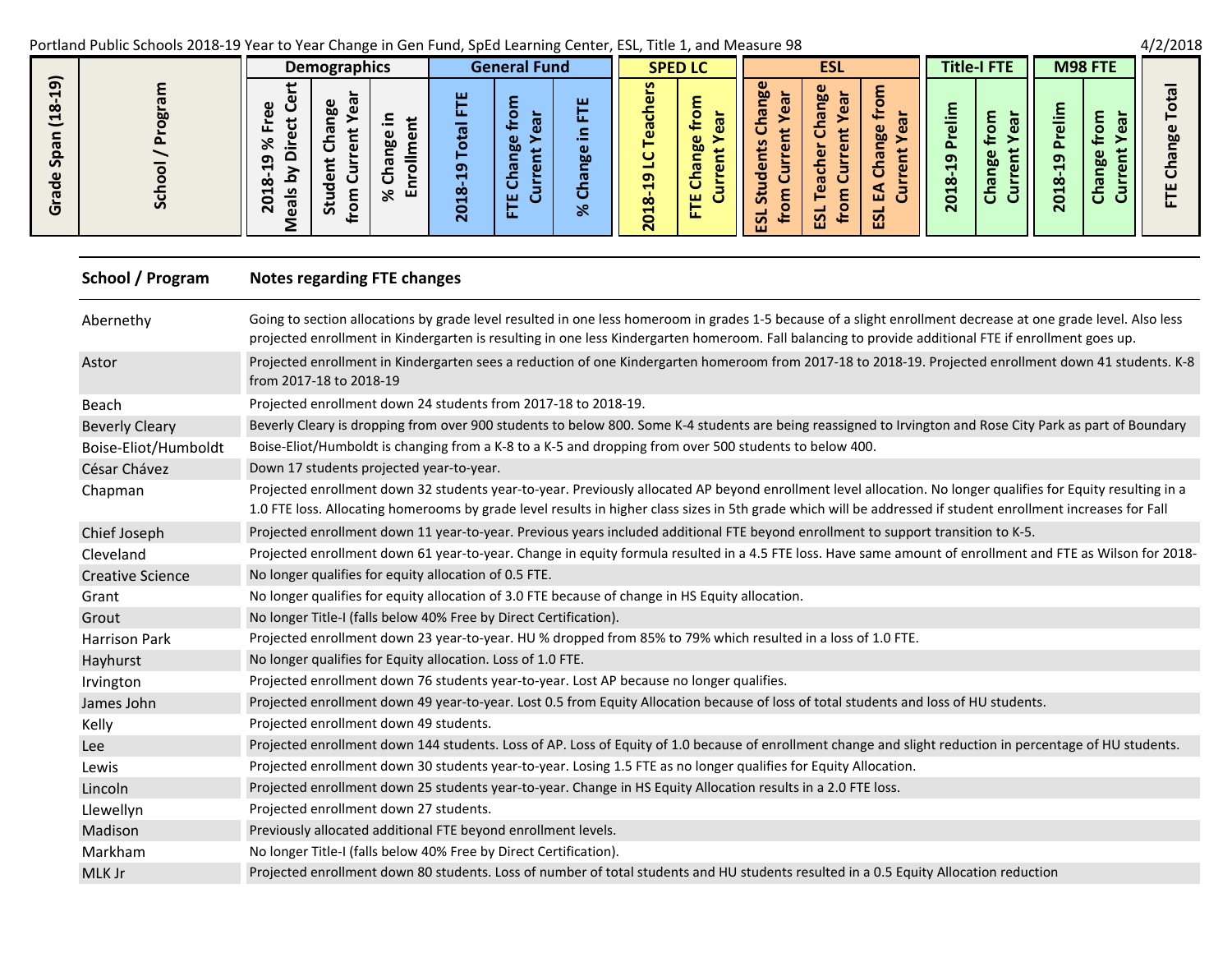Portland Public Schools 2018-19 Year to Year Change in Gen Fund, SpEd Learning Center, ESL, Title 1, and Measure 98

4/2/2018

| Grade Span (18-19) | School / Program | Demographics | | | General Fund | | | SPED LC | | ESL | | | Title-I FTE | | M98 FTE | | FTE Change Total |
|---|---|---|---|---|---|---|---|---|---|---|---|---|---|---|---|---|---|
| | | 2018-19 % Free Meals by Direct Cert | Student Change from Current Year | % Change in Enrollment | 2018-19 Total FTE | FTE Change from Current Year | % Change in FTE | 2018-19 LC Teachers | FTE Change from Current Year | ESL Students Change from Current Year | ESL Teacher Change from Current Year | ESL EA Change from Current Year | 2018-19 Prelim | Change from Current Year | 2018-19 Prelim | Change from Current Year | |

| School / Program | Notes regarding FTE changes |
|---|---|
| Abernethy | Going to section allocations by grade level resulted in one less homeroom in grades 1-5 because of a slight enrollment decrease at one grade level. Also less projected enrollment in Kindergarten is resulting in one less Kindergarten homeroom. Fall balancing to provide additional FTE if enrollment goes up. |
| Astor | Projected enrollment in Kindergarten sees a reduction of one Kindergarten homeroom from 2017-18 to 2018-19. Projected enrollment down 41 students. K-8 from 2017-18 to 2018-19 |
| Beach | Projected enrollment down 24 students from 2017-18 to 2018-19. |
| Beverly Cleary | Beverly Cleary is dropping from over 900 students to below 800. Some K-4 students are being reassigned to Irvington and Rose City Park as part of Boundary |
| Boise-Eliot/Humboldt | Boise-Eliot/Humboldt is changing from a K-8 to a K-5 and dropping from over 500 students to below 400. |
| César Chávez | Down 17 students projected year-to-year. |
| Chapman | Projected enrollment down 32 students year-to-year. Previously allocated AP beyond enrollment level allocation. No longer qualifies for Equity resulting in a 1.0 FTE loss. Allocating homerooms by grade level results in higher class sizes in 5th grade which will be addressed if student enrollment increases for Fall |
| Chief Joseph | Projected enrollment down 11 year-to-year. Previous years included additional FTE beyond enrollment to support transition to K-5. |
| Cleveland | Projected enrollment down 61 year-to-year. Change in equity formula resulted in a 4.5 FTE loss. Have same amount of enrollment and FTE as Wilson for 2018- |
| Creative Science | No longer qualifies for equity allocation of 0.5 FTE. |
| Grant | No longer qualifies for equity allocation of 3.0 FTE because of change in HS Equity allocation. |
| Grout | No longer Title-I (falls below 40% Free by Direct Certification). |
| Harrison Park | Projected enrollment down 23 year-to-year. HU % dropped from 85% to 79% which resulted in a loss of 1.0 FTE. |
| Hayhurst | No longer qualifies for Equity allocation. Loss of 1.0 FTE. |
| Irvington | Projected enrollment down 76 students year-to-year. Lost AP because no longer qualifies. |
| James John | Projected enrollment down 49 year-to-year. Lost 0.5 from Equity Allocation because of loss of total students and loss of HU students. |
| Kelly | Projected enrollment down 49 students. |
| Lee | Projected enrollment down 144 students. Loss of AP. Loss of Equity of 1.0 because of enrollment change and slight reduction in percentage of HU students. |
| Lewis | Projected enrollment down 30 students year-to-year. Losing 1.5 FTE as no longer qualifies for Equity Allocation. |
| Lincoln | Projected enrollment down 25 students year-to-year. Change in HS Equity Allocation results in a 2.0 FTE loss. |
| Llewellyn | Projected enrollment down 27 students. |
| Madison | Previously allocated additional FTE beyond enrollment levels. |
| Markham | No longer Title-I (falls below 40% Free by Direct Certification). |
| MLK Jr | Projected enrollment down 80 students. Loss of number of total students and HU students resulted in a 0.5 Equity Allocation reduction |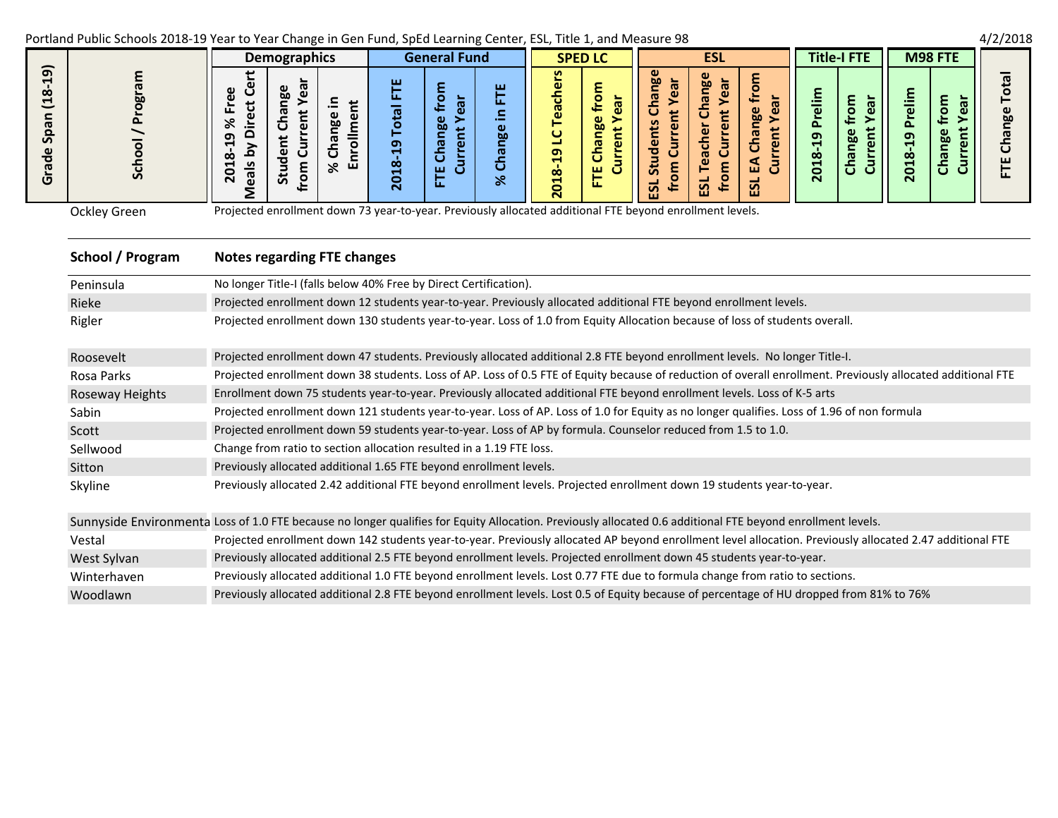Portland Public Schools 2018-19 Year to Year Change in Gen Fund, SpEd Learning Center, ESL, Title 1, and Measure 98 — 4/2/2018

| Grade Span (18-19) | School / Program | Demographics | | | General Fund | | | SPED LC | | ESL | | | Title-I FTE | | M98 FTE | | |
|---|---|---|---|---|---|---|---|---|---|---|---|---|---|---|---|---|---|
| | | 2018-19 % Free Meals by Direct Cert | Student Change from Current Year | % Change in Enrollment | 2018-19 Total FTE | FTE Change from Current Year | % Change in FTE | 2018-19 LC Teachers | FTE Change from Current Year | ESL Students Change from Current Year | ESL Teacher Change from Current Year | ESL EA Change from Current Year | 2018-19 Prelim | Change from Current Year | 2018-19 Prelim | Change from Current Year | FTE Change Total |
| | Ockley Green | Projected enrollment down 73 year-to-year. Previously allocated additional FTE beyond enrollment levels. | | | | | | | | | | | | | | | |

| School / Program | Notes regarding FTE changes |
|---|---|
| Peninsula | No longer Title-I (falls below 40% Free by Direct Certification). |
| Rieke | Projected enrollment down 12 students year-to-year. Previously allocated additional FTE beyond enrollment levels. |
| Rigler | Projected enrollment down 130 students year-to-year. Loss of 1.0 from Equity Allocation because of loss of students overall. |
| Roosevelt | Projected enrollment down 47 students. Previously allocated additional 2.8 FTE beyond enrollment levels. No longer Title-I. |
| Rosa Parks | Projected enrollment down 38 students. Loss of AP. Loss of 0.5 FTE of Equity because of reduction of overall enrollment. Previously allocated additional FTE |
| Roseway Heights | Enrollment down 75 students year-to-year. Previously allocated additional FTE beyond enrollment levels. Loss of K-5 arts |
| Sabin | Projected enrollment down 121 students year-to-year. Loss of AP. Loss of 1.0 for Equity as no longer qualifies. Loss of 1.96 of non formula |
| Scott | Projected enrollment down 59 students year-to-year. Loss of AP by formula. Counselor reduced from 1.5 to 1.0. |
| Sellwood | Change from ratio to section allocation resulted in a 1.19 FTE loss. |
| Sitton | Previously allocated additional 1.65 FTE beyond enrollment levels. |
| Skyline | Previously allocated 2.42 additional FTE beyond enrollment levels. Projected enrollment down 19 students year-to-year. |
| Sunnyside Environmenta | Loss of 1.0 FTE because no longer qualifies for Equity Allocation. Previously allocated 0.6 additional FTE beyond enrollment levels. |
| Vestal | Projected enrollment down 142 students year-to-year. Previously allocated AP beyond enrollment level allocation. Previously allocated 2.47 additional FTE |
| West Sylvan | Previously allocated additional 2.5 FTE beyond enrollment levels. Projected enrollment down 45 students year-to-year. |
| Winterhaven | Previously allocated additional 1.0 FTE beyond enrollment levels. Lost 0.77 FTE due to formula change from ratio to sections. |
| Woodlawn | Previously allocated additional 2.8 FTE beyond enrollment levels. Lost 0.5 of Equity because of percentage of HU dropped from 81% to 76% |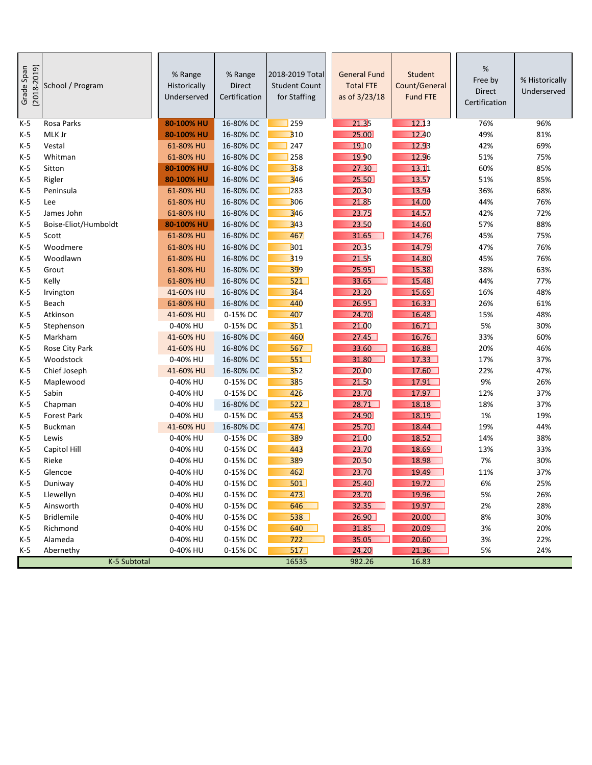| Grade Span (2018-2019) | School / Program | % Range Historically Underserved | % Range Direct Certification | 2018-2019 Total Student Count for Staffing | General Fund Total FTE as of 3/23/18 | Student Count/General Fund FTE | % Free by Direct Certification | % Historically Underserved |
|---|---|---|---|---|---|---|---|---|
| K-5 | Rosa Parks | 80-100% HU | 16-80% DC | 259 | 21.35 | 12.13 | 76% | 96% |
| K-5 | MLK Jr | 80-100% HU | 16-80% DC | 310 | 25.00 | 12.40 | 49% | 81% |
| K-5 | Vestal | 61-80% HU | 16-80% DC | 247 | 19.10 | 12.93 | 42% | 69% |
| K-5 | Whitman | 61-80% HU | 16-80% DC | 258 | 19.90 | 12.96 | 51% | 75% |
| K-5 | Sitton | 80-100% HU | 16-80% DC | 358 | 27.30 | 13.11 | 60% | 85% |
| K-5 | Rigler | 80-100% HU | 16-80% DC | 346 | 25.50 | 13.57 | 51% | 85% |
| K-5 | Peninsula | 61-80% HU | 16-80% DC | 283 | 20.30 | 13.94 | 36% | 68% |
| K-5 | Lee | 61-80% HU | 16-80% DC | 306 | 21.85 | 14.00 | 44% | 76% |
| K-5 | James John | 61-80% HU | 16-80% DC | 346 | 23.75 | 14.57 | 42% | 72% |
| K-5 | Boise-Eliot/Humboldt | 80-100% HU | 16-80% DC | 343 | 23.50 | 14.60 | 57% | 88% |
| K-5 | Scott | 61-80% HU | 16-80% DC | 467 | 31.65 | 14.76 | 45% | 75% |
| K-5 | Woodmere | 61-80% HU | 16-80% DC | 301 | 20.35 | 14.79 | 47% | 76% |
| K-5 | Woodlawn | 61-80% HU | 16-80% DC | 319 | 21.55 | 14.80 | 45% | 76% |
| K-5 | Grout | 61-80% HU | 16-80% DC | 399 | 25.95 | 15.38 | 38% | 63% |
| K-5 | Kelly | 61-80% HU | 16-80% DC | 521 | 33.65 | 15.48 | 44% | 77% |
| K-5 | Irvington | 41-60% HU | 16-80% DC | 364 | 23.20 | 15.69 | 16% | 48% |
| K-5 | Beach | 61-80% HU | 16-80% DC | 440 | 26.95 | 16.33 | 26% | 61% |
| K-5 | Atkinson | 41-60% HU | 0-15% DC | 407 | 24.70 | 16.48 | 15% | 48% |
| K-5 | Stephenson | 0-40% HU | 0-15% DC | 351 | 21.00 | 16.71 | 5% | 30% |
| K-5 | Markham | 41-60% HU | 16-80% DC | 460 | 27.45 | 16.76 | 33% | 60% |
| K-5 | Rose City Park | 41-60% HU | 16-80% DC | 567 | 33.60 | 16.88 | 20% | 46% |
| K-5 | Woodstock | 0-40% HU | 16-80% DC | 551 | 31.80 | 17.33 | 17% | 37% |
| K-5 | Chief Joseph | 41-60% HU | 16-80% DC | 352 | 20.00 | 17.60 | 22% | 47% |
| K-5 | Maplewood | 0-40% HU | 0-15% DC | 385 | 21.50 | 17.91 | 9% | 26% |
| K-5 | Sabin | 0-40% HU | 0-15% DC | 426 | 23.70 | 17.97 | 12% | 37% |
| K-5 | Chapman | 0-40% HU | 16-80% DC | 522 | 28.71 | 18.18 | 18% | 37% |
| K-5 | Forest Park | 0-40% HU | 0-15% DC | 453 | 24.90 | 18.19 | 1% | 19% |
| K-5 | Buckman | 41-60% HU | 16-80% DC | 474 | 25.70 | 18.44 | 19% | 44% |
| K-5 | Lewis | 0-40% HU | 0-15% DC | 389 | 21.00 | 18.52 | 14% | 38% |
| K-5 | Capitol Hill | 0-40% HU | 0-15% DC | 443 | 23.70 | 18.69 | 13% | 33% |
| K-5 | Rieke | 0-40% HU | 0-15% DC | 389 | 20.50 | 18.98 | 7% | 30% |
| K-5 | Glencoe | 0-40% HU | 0-15% DC | 462 | 23.70 | 19.49 | 11% | 37% |
| K-5 | Duniway | 0-40% HU | 0-15% DC | 501 | 25.40 | 19.72 | 6% | 25% |
| K-5 | Llewellyn | 0-40% HU | 0-15% DC | 473 | 23.70 | 19.96 | 5% | 26% |
| K-5 | Ainsworth | 0-40% HU | 0-15% DC | 646 | 32.35 | 19.97 | 2% | 28% |
| K-5 | Bridlemile | 0-40% HU | 0-15% DC | 538 | 26.90 | 20.00 | 8% | 30% |
| K-5 | Richmond | 0-40% HU | 0-15% DC | 640 | 31.85 | 20.09 | 3% | 20% |
| K-5 | Alameda | 0-40% HU | 0-15% DC | 722 | 35.05 | 20.60 | 3% | 22% |
| K-5 | Abernethy | 0-40% HU | 0-15% DC | 517 | 24.20 | 21.36 | 5% | 24% |
| | K-5 Subtotal | | | 16535 | 982.26 | 16.83 | | |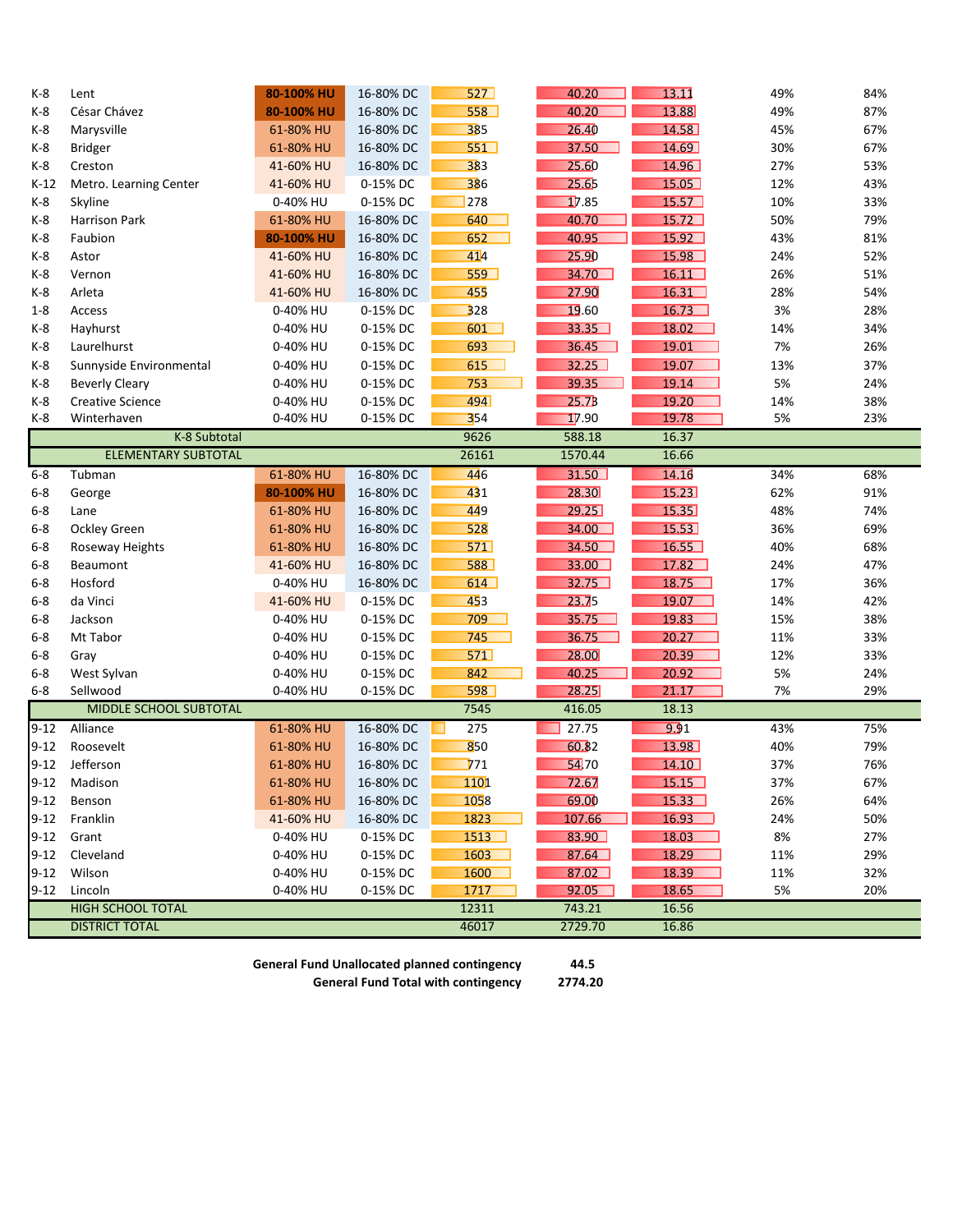| | | | | | | | | |
|---|---|---|---|---|---|---|---|---|
| K-8 | Lent | 80-100% HU | 16-80% DC | 527 | 40.20 | 13.11 | 49% | 84% |
| K-8 | César Chávez | 80-100% HU | 16-80% DC | 558 | 40.20 | 13.88 | 49% | 87% |
| K-8 | Marysville | 61-80% HU | 16-80% DC | 385 | 26.40 | 14.58 | 45% | 67% |
| K-8 | Bridger | 61-80% HU | 16-80% DC | 551 | 37.50 | 14.69 | 30% | 67% |
| K-8 | Creston | 41-60% HU | 16-80% DC | 383 | 25.60 | 14.96 | 27% | 53% |
| K-12 | Metro. Learning Center | 41-60% HU | 0-15% DC | 386 | 25.65 | 15.05 | 12% | 43% |
| K-8 | Skyline | 0-40% HU | 0-15% DC | 278 | 17.85 | 15.57 | 10% | 33% |
| K-8 | Harrison Park | 61-80% HU | 16-80% DC | 640 | 40.70 | 15.72 | 50% | 79% |
| K-8 | Faubion | 80-100% HU | 16-80% DC | 652 | 40.95 | 15.92 | 43% | 81% |
| K-8 | Astor | 41-60% HU | 16-80% DC | 414 | 25.90 | 15.98 | 24% | 52% |
| K-8 | Vernon | 41-60% HU | 16-80% DC | 559 | 34.70 | 16.11 | 26% | 51% |
| K-8 | Arleta | 41-60% HU | 16-80% DC | 455 | 27.90 | 16.31 | 28% | 54% |
| 1-8 | Access | 0-40% HU | 0-15% DC | 328 | 19.60 | 16.73 | 3% | 28% |
| K-8 | Hayhurst | 0-40% HU | 0-15% DC | 601 | 33.35 | 18.02 | 14% | 34% |
| K-8 | Laurelhurst | 0-40% HU | 0-15% DC | 693 | 36.45 | 19.01 | 7% | 26% |
| K-8 | Sunnyside Environmental | 0-40% HU | 0-15% DC | 615 | 32.25 | 19.07 | 13% | 37% |
| K-8 | Beverly Cleary | 0-40% HU | 0-15% DC | 753 | 39.35 | 19.14 | 5% | 24% |
| K-8 | Creative Science | 0-40% HU | 0-15% DC | 494 | 25.73 | 19.20 | 14% | 38% |
| K-8 | Winterhaven | 0-40% HU | 0-15% DC | 354 | 17.90 | 19.78 | 5% | 23% |
| | K-8 Subtotal | | | 9626 | 588.18 | 16.37 | | |
| | ELEMENTARY SUBTOTAL | | | 26161 | 1570.44 | 16.66 | | |
| 6-8 | Tubman | 61-80% HU | 16-80% DC | 446 | 31.50 | 14.16 | 34% | 68% |
| 6-8 | George | 80-100% HU | 16-80% DC | 431 | 28.30 | 15.23 | 62% | 91% |
| 6-8 | Lane | 61-80% HU | 16-80% DC | 449 | 29.25 | 15.35 | 48% | 74% |
| 6-8 | Ockley Green | 61-80% HU | 16-80% DC | 528 | 34.00 | 15.53 | 36% | 69% |
| 6-8 | Roseway Heights | 61-80% HU | 16-80% DC | 571 | 34.50 | 16.55 | 40% | 68% |
| 6-8 | Beaumont | 41-60% HU | 16-80% DC | 588 | 33.00 | 17.82 | 24% | 47% |
| 6-8 | Hosford | 0-40% HU | 16-80% DC | 614 | 32.75 | 18.75 | 17% | 36% |
| 6-8 | da Vinci | 41-60% HU | 0-15% DC | 453 | 23.75 | 19.07 | 14% | 42% |
| 6-8 | Jackson | 0-40% HU | 0-15% DC | 709 | 35.75 | 19.83 | 15% | 38% |
| 6-8 | Mt Tabor | 0-40% HU | 0-15% DC | 745 | 36.75 | 20.27 | 11% | 33% |
| 6-8 | Gray | 0-40% HU | 0-15% DC | 571 | 28.00 | 20.39 | 12% | 33% |
| 6-8 | West Sylvan | 0-40% HU | 0-15% DC | 842 | 40.25 | 20.92 | 5% | 24% |
| 6-8 | Sellwood | 0-40% HU | 0-15% DC | 598 | 28.25 | 21.17 | 7% | 29% |
| | MIDDLE SCHOOL SUBTOTAL | | | 7545 | 416.05 | 18.13 | | |
| 9-12 | Alliance | 61-80% HU | 16-80% DC | 275 | 27.75 | 9.91 | 43% | 75% |
| 9-12 | Roosevelt | 61-80% HU | 16-80% DC | 850 | 60.82 | 13.98 | 40% | 79% |
| 9-12 | Jefferson | 61-80% HU | 16-80% DC | 771 | 54.70 | 14.10 | 37% | 76% |
| 9-12 | Madison | 61-80% HU | 16-80% DC | 1101 | 72.67 | 15.15 | 37% | 67% |
| 9-12 | Benson | 61-80% HU | 16-80% DC | 1058 | 69.00 | 15.33 | 26% | 64% |
| 9-12 | Franklin | 41-60% HU | 16-80% DC | 1823 | 107.66 | 16.93 | 24% | 50% |
| 9-12 | Grant | 0-40% HU | 0-15% DC | 1513 | 83.90 | 18.03 | 8% | 27% |
| 9-12 | Cleveland | 0-40% HU | 0-15% DC | 1603 | 87.64 | 18.29 | 11% | 29% |
| 9-12 | Wilson | 0-40% HU | 0-15% DC | 1600 | 87.02 | 18.39 | 11% | 32% |
| 9-12 | Lincoln | 0-40% HU | 0-15% DC | 1717 | 92.05 | 18.65 | 5% | 20% |
| | HIGH SCHOOL TOTAL | | | 12311 | 743.21 | 16.56 | | |
| | DISTRICT TOTAL | | | 46017 | 2729.70 | 16.86 | | |

**General Fund Unallocated planned contingency** **44.5**

**General Fund Total with contingency** **2774.20**